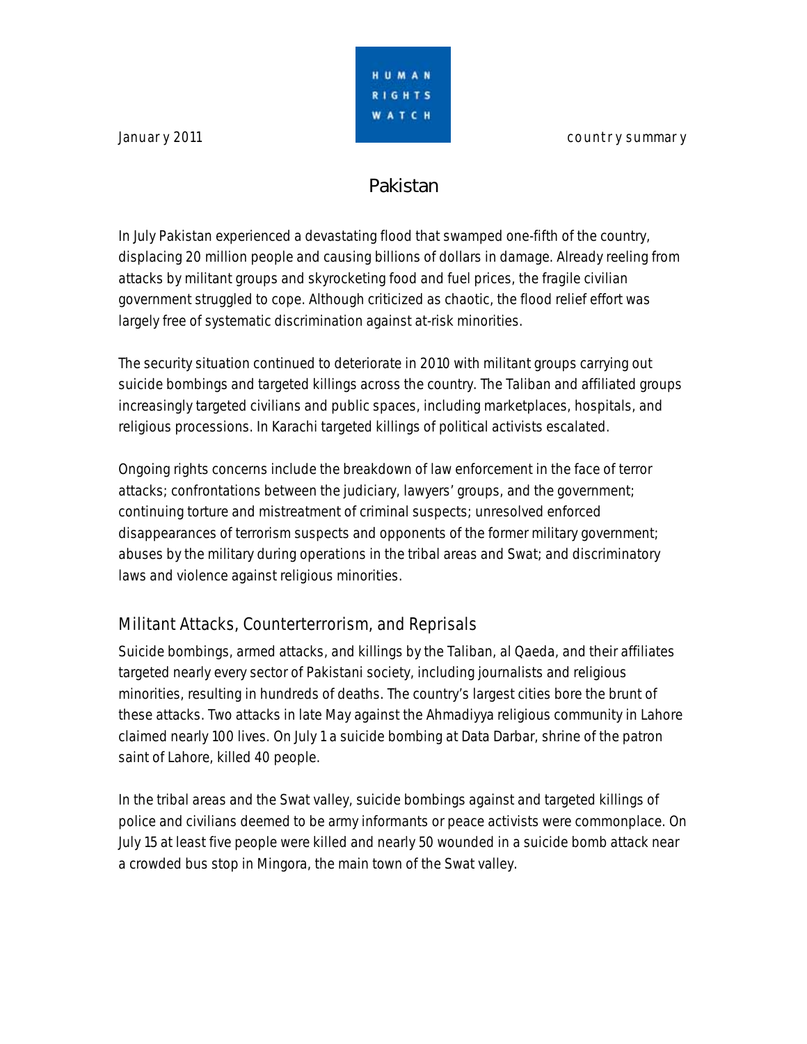January 2011 | HUMAN RIGHTS WATCH | country summary

# Pakistan

In July Pakistan experienced a devastating flood that swamped one-fifth of the country, displacing 20 million people and causing billions of dollars in damage. Already reeling from attacks by militant groups and skyrocketing food and fuel prices, the fragile civilian government struggled to cope. Although criticized as chaotic, the flood relief effort was largely free of systematic discrimination against at-risk minorities.

The security situation continued to deteriorate in 2010 with militant groups carrying out suicide bombings and targeted killings across the country. The Taliban and affiliated groups increasingly targeted civilians and public spaces, including marketplaces, hospitals, and religious processions. In Karachi targeted killings of political activists escalated.

Ongoing rights concerns include the breakdown of law enforcement in the face of terror attacks; confrontations between the judiciary, lawyers' groups, and the government; continuing torture and mistreatment of criminal suspects; unresolved enforced disappearances of terrorism suspects and opponents of the former military government; abuses by the military during operations in the tribal areas and Swat; and discriminatory laws and violence against religious minorities.

## Militant Attacks, Counterterrorism, and Reprisals

Suicide bombings, armed attacks, and killings by the Taliban, al Qaeda, and their affiliates targeted nearly every sector of Pakistani society, including journalists and religious minorities, resulting in hundreds of deaths. The country's largest cities bore the brunt of these attacks. Two attacks in late May against the Ahmadiyya religious community in Lahore claimed nearly 100 lives. On July 1 a suicide bombing at Data Darbar, shrine of the patron saint of Lahore, killed 40 people.

In the tribal areas and the Swat valley, suicide bombings against and targeted killings of police and civilians deemed to be army informants or peace activists were commonplace. On July 15 at least five people were killed and nearly 50 wounded in a suicide bomb attack near a crowded bus stop in Mingora, the main town of the Swat valley.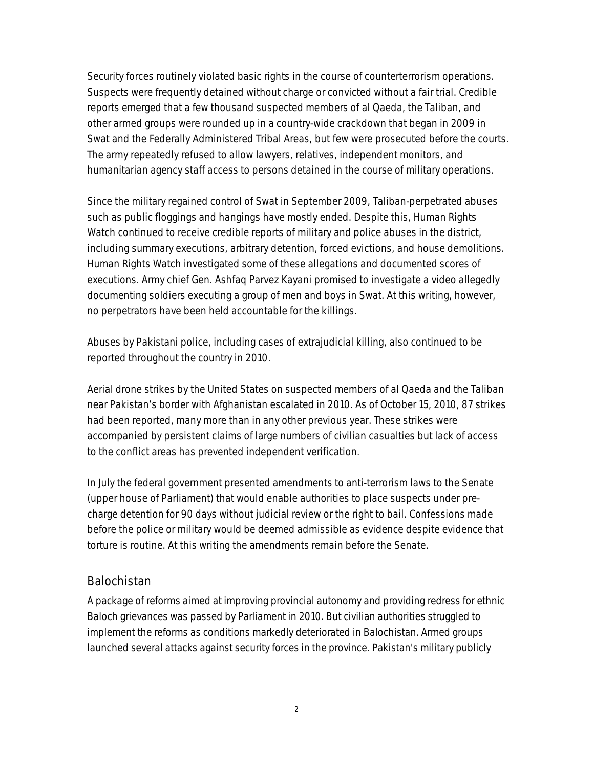Security forces routinely violated basic rights in the course of counterterrorism operations. Suspects were frequently detained without charge or convicted without a fair trial. Credible reports emerged that a few thousand suspected members of al Qaeda, the Taliban, and other armed groups were rounded up in a country-wide crackdown that began in 2009 in Swat and the Federally Administered Tribal Areas, but few were prosecuted before the courts. The army repeatedly refused to allow lawyers, relatives, independent monitors, and humanitarian agency staff access to persons detained in the course of military operations.

Since the military regained control of Swat in September 2009, Taliban-perpetrated abuses such as public floggings and hangings have mostly ended. Despite this, Human Rights Watch continued to receive credible reports of military and police abuses in the district, including summary executions, arbitrary detention, forced evictions, and house demolitions. Human Rights Watch investigated some of these allegations and documented scores of executions. Army chief Gen. Ashfaq Parvez Kayani promised to investigate a video allegedly documenting soldiers executing a group of men and boys in Swat. At this writing, however, no perpetrators have been held accountable for the killings.

Abuses by Pakistani police, including cases of extrajudicial killing, also continued to be reported throughout the country in 2010.

Aerial drone strikes by the United States on suspected members of al Qaeda and the Taliban near Pakistan's border with Afghanistan escalated in 2010. As of October 15, 2010, 87 strikes had been reported, many more than in any other previous year. These strikes were accompanied by persistent claims of large numbers of civilian casualties but lack of access to the conflict areas has prevented independent verification.

In July the federal government presented amendments to anti-terrorism laws to the Senate (upper house of Parliament) that would enable authorities to place suspects under pre-charge detention for 90 days without judicial review or the right to bail. Confessions made before the police or military would be deemed admissible as evidence despite evidence that torture is routine. At this writing the amendments remain before the Senate.

## Balochistan

A package of reforms aimed at improving provincial autonomy and providing redress for ethnic Baloch grievances was passed by Parliament in 2010. But civilian authorities struggled to implement the reforms as conditions markedly deteriorated in Balochistan. Armed groups launched several attacks against security forces in the province. Pakistan's military publicly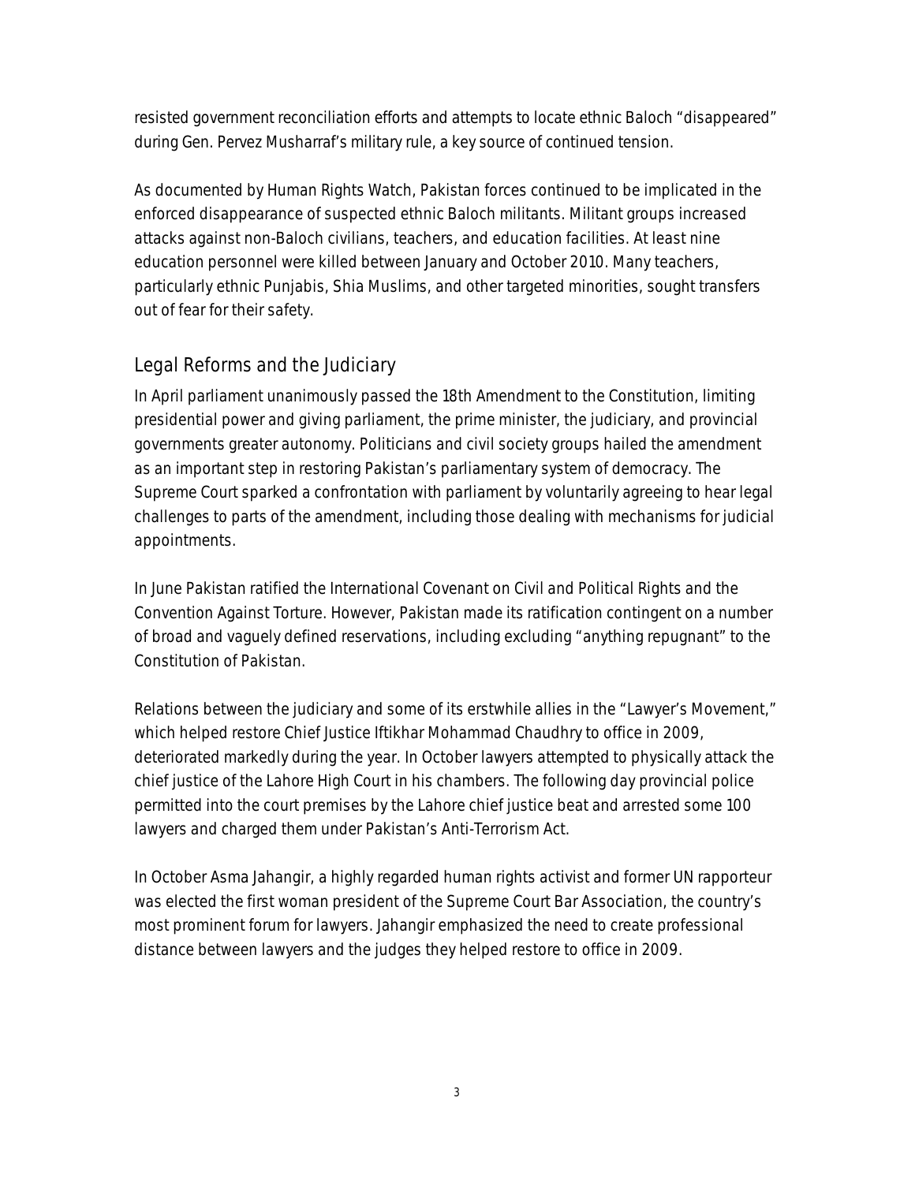resisted government reconciliation efforts and attempts to locate ethnic Baloch "disappeared" during Gen. Pervez Musharraf's military rule, a key source of continued tension.

As documented by Human Rights Watch, Pakistan forces continued to be implicated in the enforced disappearance of suspected ethnic Baloch militants. Militant groups increased attacks against non-Baloch civilians, teachers, and education facilities. At least nine education personnel were killed between January and October 2010. Many teachers, particularly ethnic Punjabis, Shia Muslims, and other targeted minorities, sought transfers out of fear for their safety.

## Legal Reforms and the Judiciary

In April parliament unanimously passed the 18th Amendment to the Constitution, limiting presidential power and giving parliament, the prime minister, the judiciary, and provincial governments greater autonomy. Politicians and civil society groups hailed the amendment as an important step in restoring Pakistan's parliamentary system of democracy. The Supreme Court sparked a confrontation with parliament by voluntarily agreeing to hear legal challenges to parts of the amendment, including those dealing with mechanisms for judicial appointments.

In June Pakistan ratified the International Covenant on Civil and Political Rights and the Convention Against Torture. However, Pakistan made its ratification contingent on a number of broad and vaguely defined reservations, including excluding "anything repugnant" to the Constitution of Pakistan.

Relations between the judiciary and some of its erstwhile allies in the "Lawyer's Movement," which helped restore Chief Justice Iftikhar Mohammad Chaudhry to office in 2009, deteriorated markedly during the year. In October lawyers attempted to physically attack the chief justice of the Lahore High Court in his chambers. The following day provincial police permitted into the court premises by the Lahore chief justice beat and arrested some 100 lawyers and charged them under Pakistan's Anti-Terrorism Act.

In October Asma Jahangir, a highly regarded human rights activist and former UN rapporteur was elected the first woman president of the Supreme Court Bar Association, the country's most prominent forum for lawyers. Jahangir emphasized the need to create professional distance between lawyers and the judges they helped restore to office in 2009.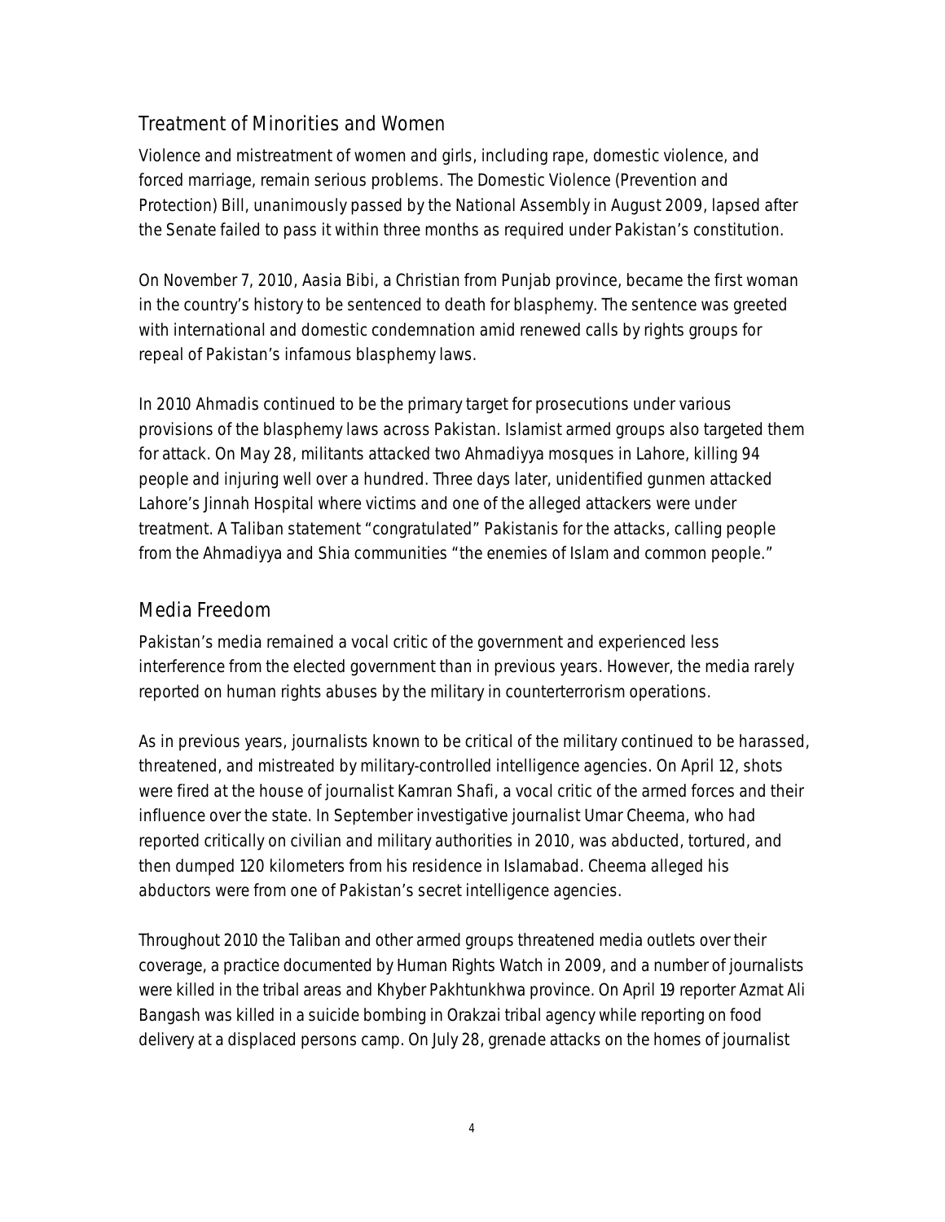## Treatment of Minorities and Women

Violence and mistreatment of women and girls, including rape, domestic violence, and forced marriage, remain serious problems. The Domestic Violence (Prevention and Protection) Bill, unanimously passed by the National Assembly in August 2009, lapsed after the Senate failed to pass it within three months as required under Pakistan's constitution.

On November 7, 2010, Aasia Bibi, a Christian from Punjab province, became the first woman in the country's history to be sentenced to death for blasphemy. The sentence was greeted with international and domestic condemnation amid renewed calls by rights groups for repeal of Pakistan's infamous blasphemy laws.

In 2010 Ahmadis continued to be the primary target for prosecutions under various provisions of the blasphemy laws across Pakistan. Islamist armed groups also targeted them for attack. On May 28, militants attacked two Ahmadiyya mosques in Lahore, killing 94 people and injuring well over a hundred. Three days later, unidentified gunmen attacked Lahore's Jinnah Hospital where victims and one of the alleged attackers were under treatment. A Taliban statement "congratulated" Pakistanis for the attacks, calling people from the Ahmadiyya and Shia communities "the enemies of Islam and common people."

## Media Freedom

Pakistan's media remained a vocal critic of the government and experienced less interference from the elected government than in previous years. However, the media rarely reported on human rights abuses by the military in counterterrorism operations.

As in previous years, journalists known to be critical of the military continued to be harassed, threatened, and mistreated by military-controlled intelligence agencies. On April 12, shots were fired at the house of journalist Kamran Shafi, a vocal critic of the armed forces and their influence over the state. In September investigative journalist Umar Cheema, who had reported critically on civilian and military authorities in 2010, was abducted, tortured, and then dumped 120 kilometers from his residence in Islamabad. Cheema alleged his abductors were from one of Pakistan's secret intelligence agencies.

Throughout 2010 the Taliban and other armed groups threatened media outlets over their coverage, a practice documented by Human Rights Watch in 2009, and a number of journalists were killed in the tribal areas and Khyber Pakhtunkhwa province. On April 19 reporter Azmat Ali Bangash was killed in a suicide bombing in Orakzai tribal agency while reporting on food delivery at a displaced persons camp. On July 28, grenade attacks on the homes of journalist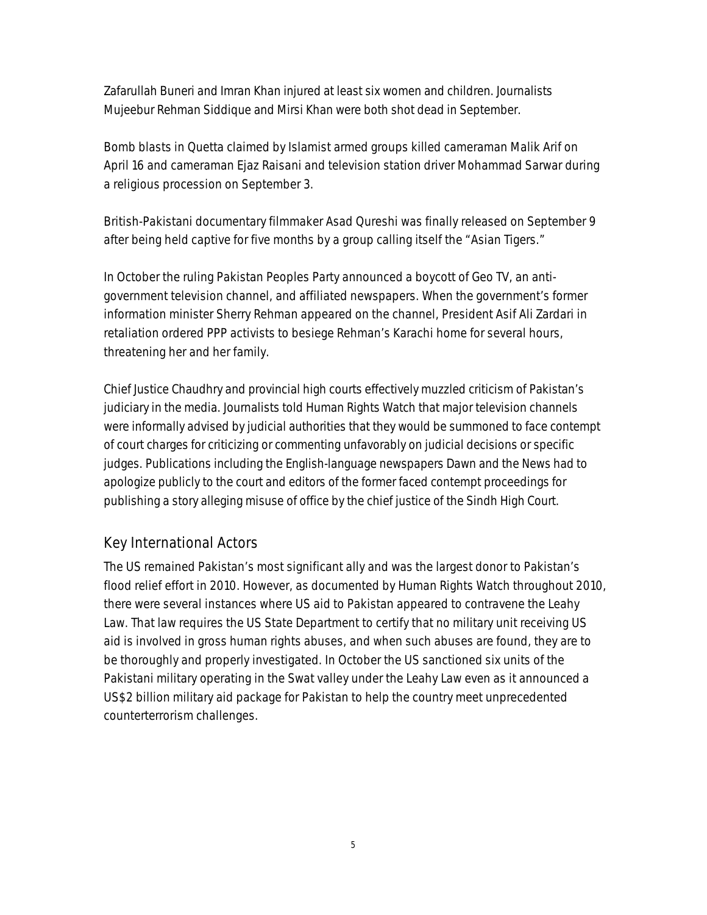Zafarullah Buneri and Imran Khan injured at least six women and children. Journalists Mujeebur Rehman Siddique and Mirsi Khan were both shot dead in September.

Bomb blasts in Quetta claimed by Islamist armed groups killed cameraman Malik Arif on April 16 and cameraman Ejaz Raisani and television station driver Mohammad Sarwar during a religious procession on September 3.

British-Pakistani documentary filmmaker Asad Qureshi was finally released on September 9 after being held captive for five months by a group calling itself the "Asian Tigers."

In October the ruling Pakistan Peoples Party announced a boycott of Geo TV, an anti-government television channel, and affiliated newspapers. When the government's former information minister Sherry Rehman appeared on the channel, President Asif Ali Zardari in retaliation ordered PPP activists to besiege Rehman's Karachi home for several hours, threatening her and her family.

Chief Justice Chaudhry and provincial high courts effectively muzzled criticism of Pakistan's judiciary in the media. Journalists told Human Rights Watch that major television channels were informally advised by judicial authorities that they would be summoned to face contempt of court charges for criticizing or commenting unfavorably on judicial decisions or specific judges. Publications including the English-language newspapers Dawn and the News had to apologize publicly to the court and editors of the former faced contempt proceedings for publishing a story alleging misuse of office by the chief justice of the Sindh High Court.

## Key International Actors

The US remained Pakistan's most significant ally and was the largest donor to Pakistan's flood relief effort in 2010. However, as documented by Human Rights Watch throughout 2010, there were several instances where US aid to Pakistan appeared to contravene the Leahy Law. That law requires the US State Department to certify that no military unit receiving US aid is involved in gross human rights abuses, and when such abuses are found, they are to be thoroughly and properly investigated. In October the US sanctioned six units of the Pakistani military operating in the Swat valley under the Leahy Law even as it announced a US$2 billion military aid package for Pakistan to help the country meet unprecedented counterterrorism challenges.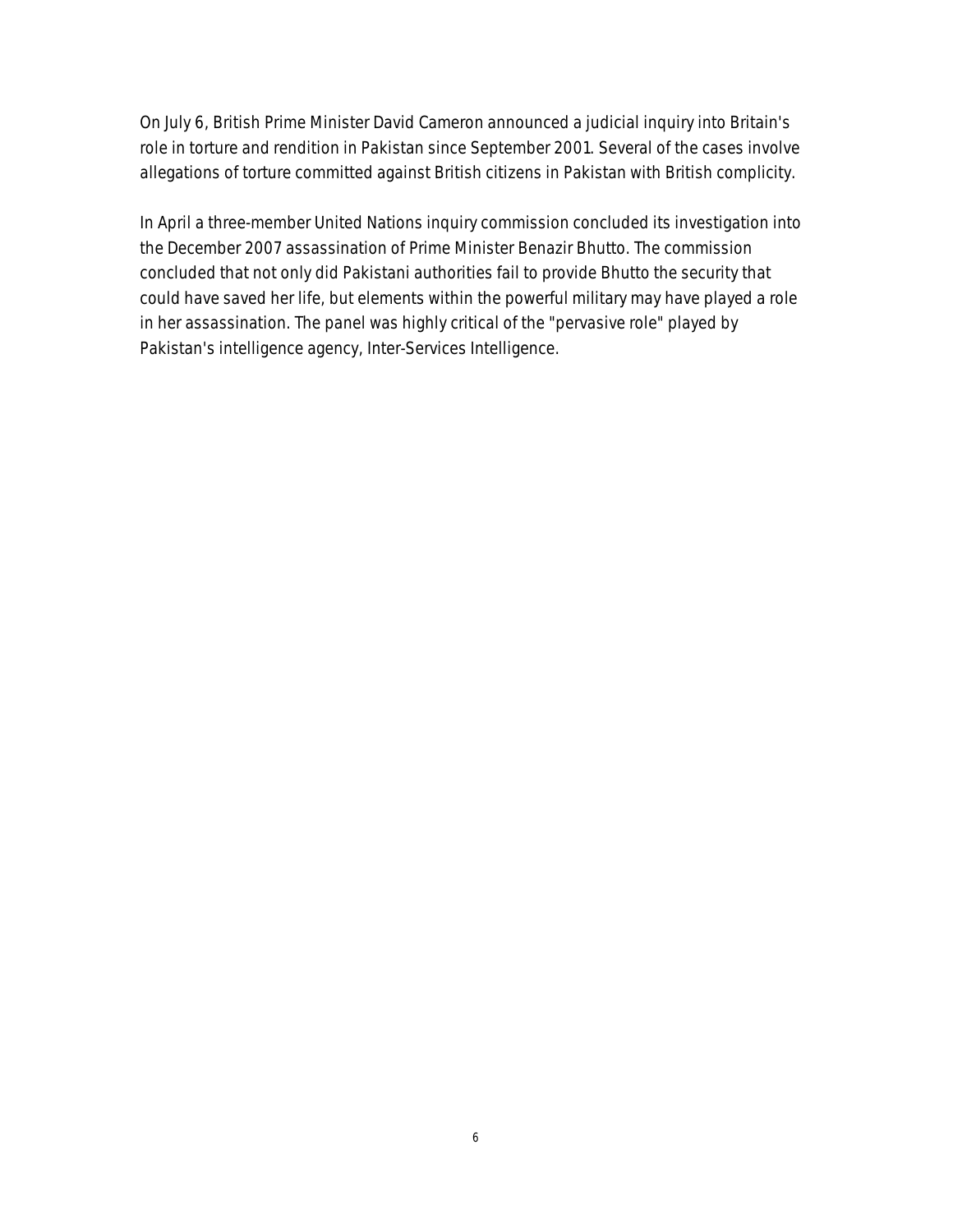On July 6, British Prime Minister David Cameron announced a judicial inquiry into Britain's role in torture and rendition in Pakistan since September 2001. Several of the cases involve allegations of torture committed against British citizens in Pakistan with British complicity.

In April a three-member United Nations inquiry commission concluded its investigation into the December 2007 assassination of Prime Minister Benazir Bhutto. The commission concluded that not only did Pakistani authorities fail to provide Bhutto the security that could have saved her life, but elements within the powerful military may have played a role in her assassination. The panel was highly critical of the "pervasive role" played by Pakistan's intelligence agency, Inter-Services Intelligence.